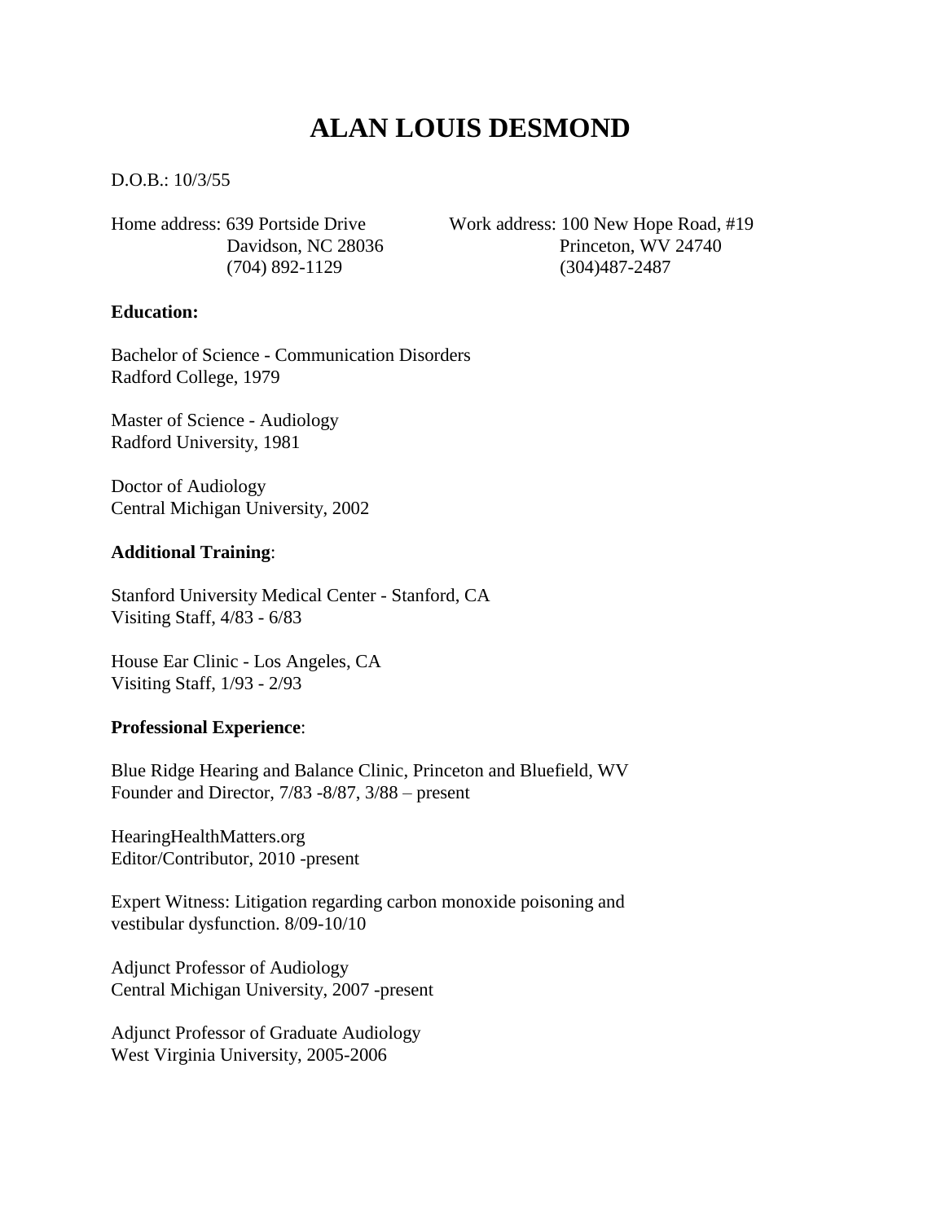# ALAN LOUIS DESMOND

D.O.B.: 10/3/55

Home address: 639 Portside Drive
Davidson, NC 28036
(704) 892-1129

Work address: 100 New Hope Road, #19
Princeton, WV 24740
(304)487-2487

**Education:**

Bachelor of Science - Communication Disorders
Radford College, 1979

Master of Science - Audiology
Radford University, 1981

Doctor of Audiology
Central Michigan University, 2002

**Additional Training**:

Stanford University Medical Center - Stanford, CA
Visiting Staff, 4/83 - 6/83

House Ear Clinic - Los Angeles, CA
Visiting Staff, 1/93 - 2/93

**Professional Experience**:

Blue Ridge Hearing and Balance Clinic, Princeton and Bluefield, WV
Founder and Director, 7/83 -8/87, 3/88 – present

HearingHealthMatters.org
Editor/Contributor, 2010 -present

Expert Witness: Litigation regarding carbon monoxide poisoning and vestibular dysfunction. 8/09-10/10

Adjunct Professor of Audiology
Central Michigan University, 2007 -present

Adjunct Professor of Graduate Audiology
West Virginia University, 2005-2006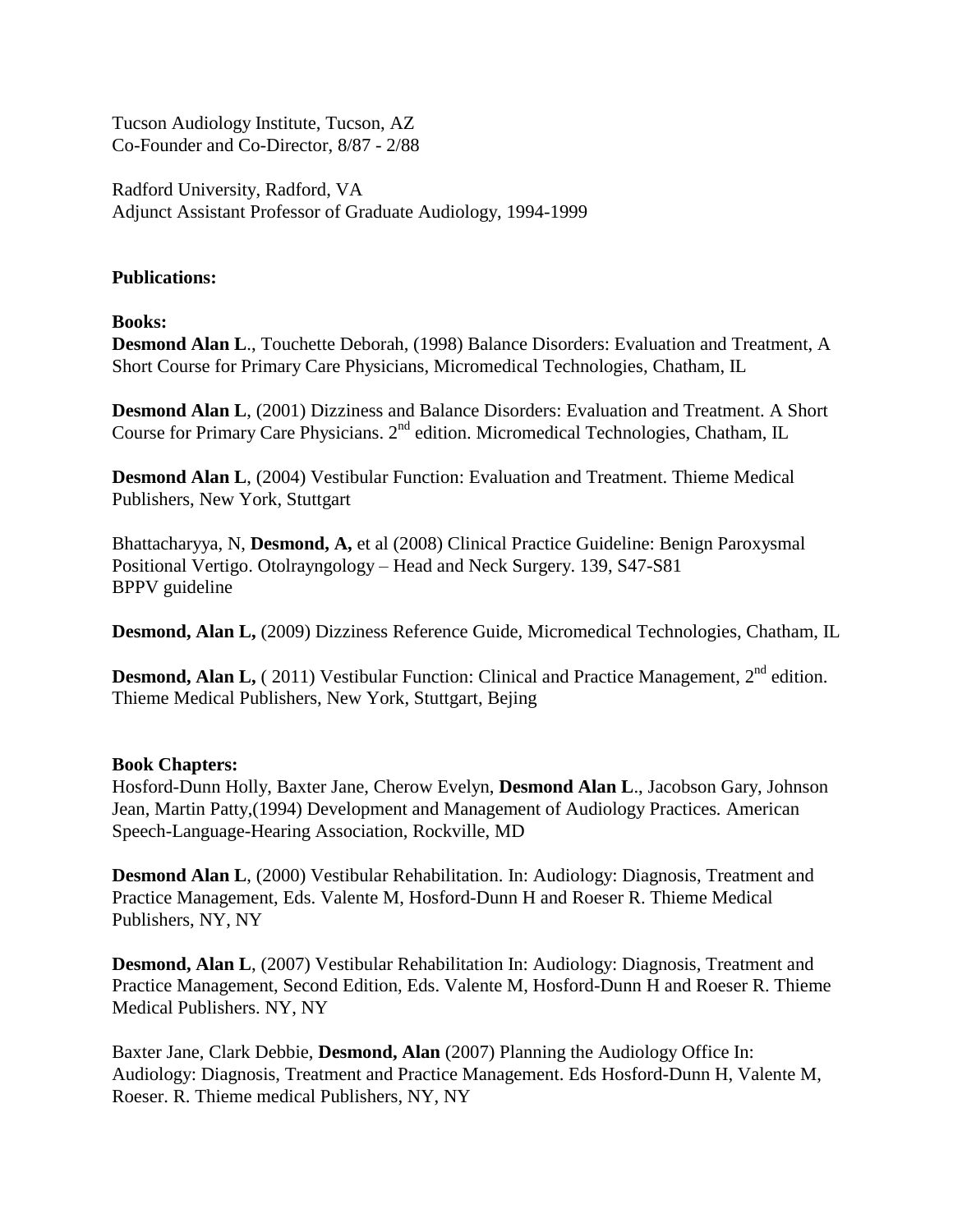Tucson Audiology Institute, Tucson, AZ
Co-Founder and Co-Director, 8/87 - 2/88

Radford University, Radford, VA
Adjunct Assistant Professor of Graduate Audiology, 1994-1999

**Publications:**

**Books:**

**Desmond Alan L**., Touchette Deborah, (1998) Balance Disorders: Evaluation and Treatment, A Short Course for Primary Care Physicians, Micromedical Technologies, Chatham, IL

**Desmond Alan L**, (2001) Dizziness and Balance Disorders: Evaluation and Treatment. A Short Course for Primary Care Physicians. 2nd edition. Micromedical Technologies, Chatham, IL

**Desmond Alan L**, (2004) Vestibular Function: Evaluation and Treatment. Thieme Medical Publishers, New York, Stuttgart

Bhattacharyya, N, **Desmond, A,** et al (2008) Clinical Practice Guideline: Benign Paroxysmal Positional Vertigo. Otolrayngology – Head and Neck Surgery. 139, S47-S81
BPPV guideline

**Desmond, Alan L,** (2009) Dizziness Reference Guide, Micromedical Technologies, Chatham, IL

**Desmond, Alan L,** ( 2011) Vestibular Function: Clinical and Practice Management, 2nd edition. Thieme Medical Publishers, New York, Stuttgart, Bejing

**Book Chapters:**

Hosford-Dunn Holly, Baxter Jane, Cherow Evelyn, **Desmond Alan L**., Jacobson Gary, Johnson Jean, Martin Patty,(1994) Development and Management of Audiology Practices. American Speech-Language-Hearing Association, Rockville, MD

**Desmond Alan L**, (2000) Vestibular Rehabilitation. In: Audiology: Diagnosis, Treatment and Practice Management, Eds. Valente M, Hosford-Dunn H and Roeser R. Thieme Medical Publishers, NY, NY

**Desmond, Alan L**, (2007) Vestibular Rehabilitation In: Audiology: Diagnosis, Treatment and Practice Management, Second Edition, Eds. Valente M, Hosford-Dunn H and Roeser R. Thieme Medical Publishers. NY, NY

Baxter Jane, Clark Debbie, **Desmond, Alan** (2007) Planning the Audiology Office In: Audiology: Diagnosis, Treatment and Practice Management. Eds Hosford-Dunn H, Valente M, Roeser. R. Thieme medical Publishers, NY, NY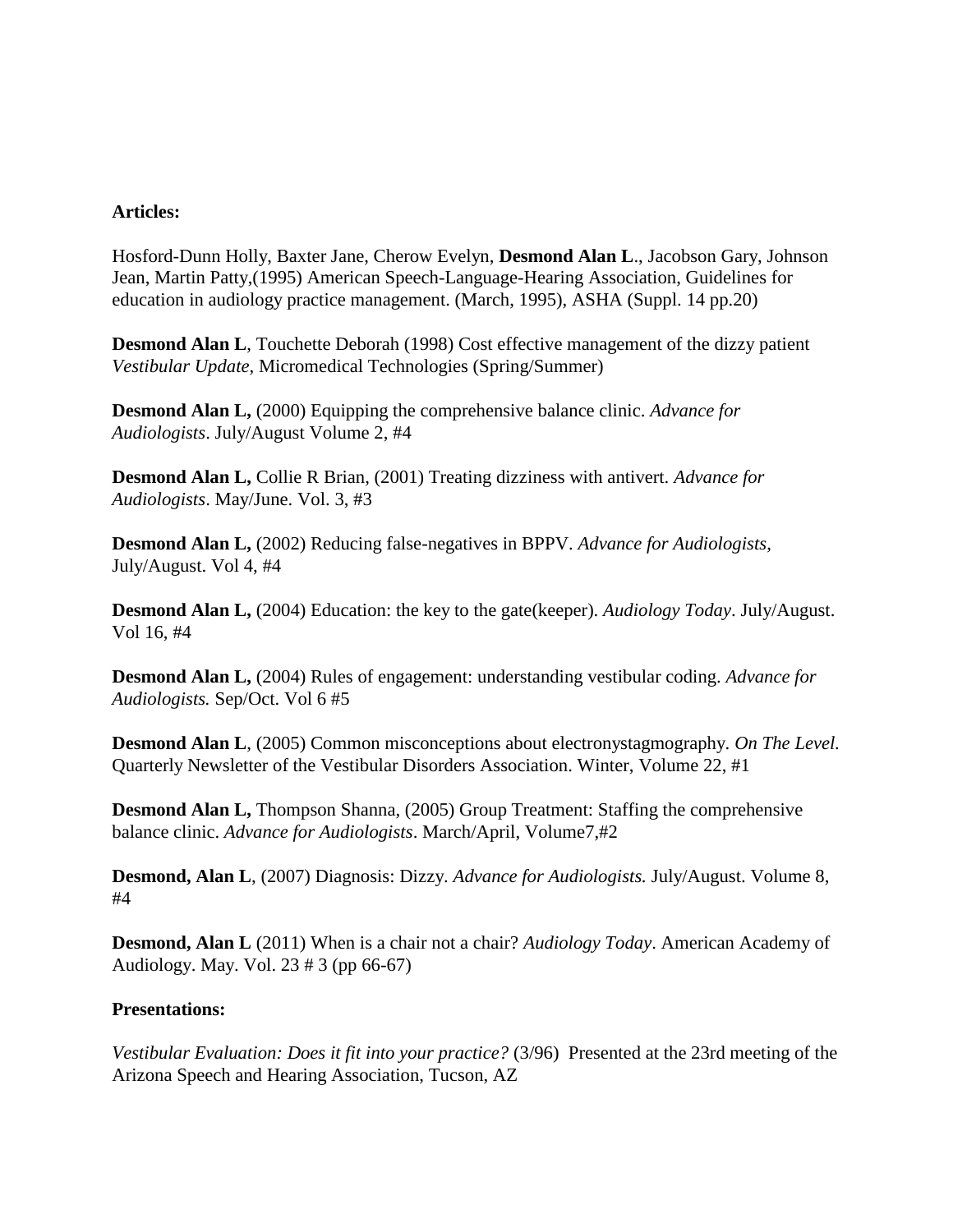**Articles:**

Hosford-Dunn Holly, Baxter Jane, Cherow Evelyn, **Desmond Alan L**., Jacobson Gary, Johnson Jean, Martin Patty,(1995) American Speech-Language-Hearing Association, Guidelines for education in audiology practice management. (March, 1995), ASHA (Suppl. 14 pp.20)

**Desmond Alan L**, Touchette Deborah (1998) Cost effective management of the dizzy patient *Vestibular Update*, Micromedical Technologies (Spring/Summer)

**Desmond Alan L,** (2000) Equipping the comprehensive balance clinic. *Advance for Audiologists*. July/August Volume 2, #4

**Desmond Alan L,** Collie R Brian, (2001) Treating dizziness with antivert. *Advance for Audiologists*. May/June. Vol. 3, #3

**Desmond Alan L,** (2002) Reducing false-negatives in BPPV. *Advance for Audiologists*, July/August. Vol 4, #4

**Desmond Alan L,** (2004) Education: the key to the gate(keeper). *Audiology Today*. July/August. Vol 16, #4

**Desmond Alan L,** (2004) Rules of engagement: understanding vestibular coding. *Advance for Audiologists.* Sep/Oct. Vol 6 #5

**Desmond Alan L**, (2005) Common misconceptions about electronystagmography. *On The Level*. Quarterly Newsletter of the Vestibular Disorders Association. Winter, Volume 22, #1

**Desmond Alan L,** Thompson Shanna, (2005) Group Treatment: Staffing the comprehensive balance clinic. *Advance for Audiologists*. March/April, Volume7,#2

**Desmond, Alan L**, (2007) Diagnosis: Dizzy. *Advance for Audiologists.* July/August. Volume 8, #4

**Desmond, Alan L** (2011) When is a chair not a chair? *Audiology Today*. American Academy of Audiology. May. Vol. 23 # 3 (pp 66-67)

**Presentations:**

*Vestibular Evaluation: Does it fit into your practice?* (3/96) Presented at the 23rd meeting of the Arizona Speech and Hearing Association, Tucson, AZ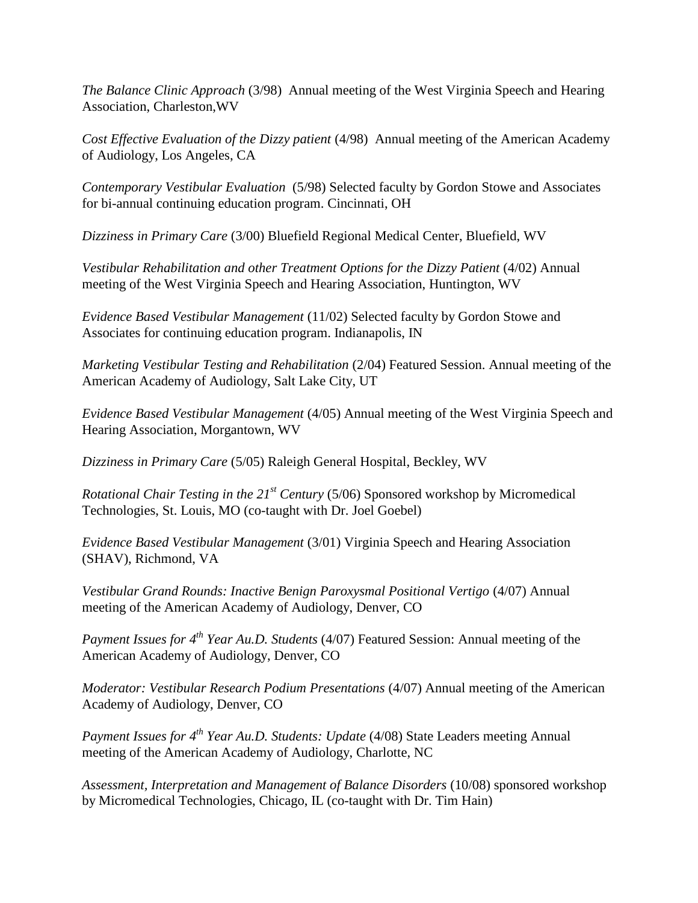*The Balance Clinic Approach* (3/98) Annual meeting of the West Virginia Speech and Hearing Association, Charleston,WV

*Cost Effective Evaluation of the Dizzy patient* (4/98) Annual meeting of the American Academy of Audiology, Los Angeles, CA

*Contemporary Vestibular Evaluation* (5/98) Selected faculty by Gordon Stowe and Associates for bi-annual continuing education program. Cincinnati, OH

*Dizziness in Primary Care* (3/00) Bluefield Regional Medical Center, Bluefield, WV

*Vestibular Rehabilitation and other Treatment Options for the Dizzy Patient* (4/02) Annual meeting of the West Virginia Speech and Hearing Association, Huntington, WV

*Evidence Based Vestibular Management* (11/02) Selected faculty by Gordon Stowe and Associates for continuing education program. Indianapolis, IN

*Marketing Vestibular Testing and Rehabilitation* (2/04) Featured Session. Annual meeting of the American Academy of Audiology, Salt Lake City, UT

*Evidence Based Vestibular Management* (4/05) Annual meeting of the West Virginia Speech and Hearing Association, Morgantown, WV

*Dizziness in Primary Care* (5/05) Raleigh General Hospital, Beckley, WV

*Rotational Chair Testing in the 21st Century* (5/06) Sponsored workshop by Micromedical Technologies, St. Louis, MO (co-taught with Dr. Joel Goebel)

*Evidence Based Vestibular Management* (3/01) Virginia Speech and Hearing Association (SHAV), Richmond, VA

*Vestibular Grand Rounds: Inactive Benign Paroxysmal Positional Vertigo* (4/07) Annual meeting of the American Academy of Audiology, Denver, CO

*Payment Issues for 4th Year Au.D. Students* (4/07) Featured Session: Annual meeting of the American Academy of Audiology, Denver, CO

*Moderator: Vestibular Research Podium Presentations* (4/07) Annual meeting of the American Academy of Audiology, Denver, CO

*Payment Issues for 4th Year Au.D. Students: Update* (4/08) State Leaders meeting Annual meeting of the American Academy of Audiology, Charlotte, NC

*Assessment, Interpretation and Management of Balance Disorders* (10/08) sponsored workshop by Micromedical Technologies, Chicago, IL (co-taught with Dr. Tim Hain)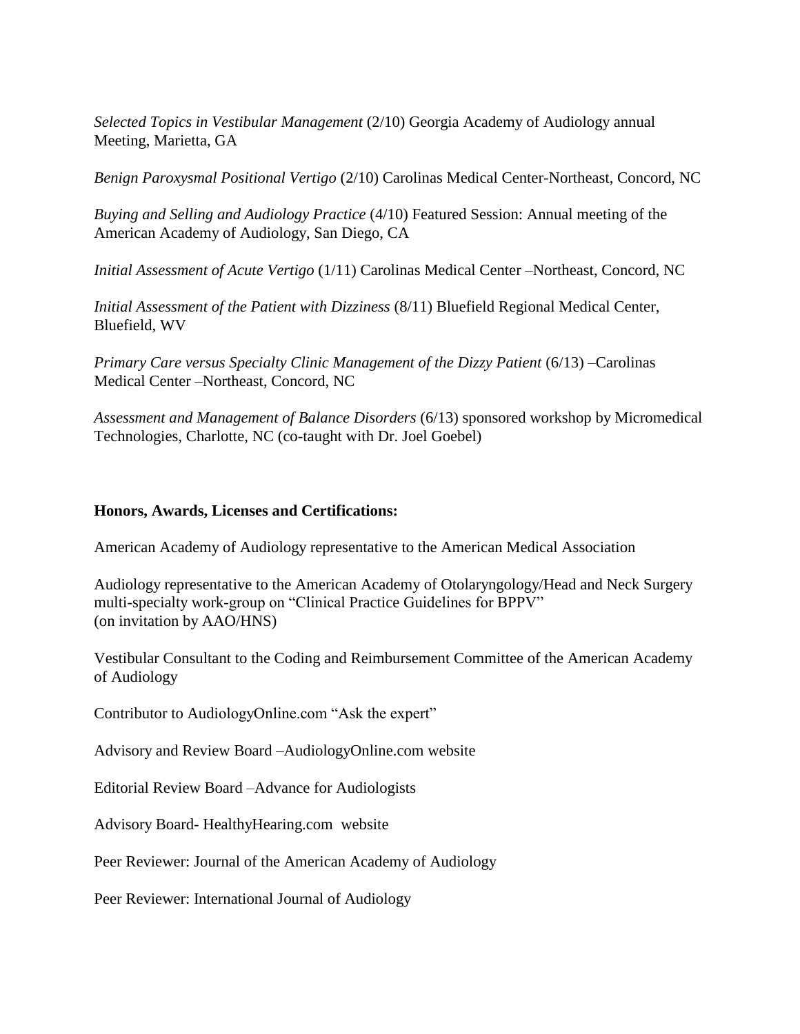*Selected Topics in Vestibular Management* (2/10) Georgia Academy of Audiology annual Meeting, Marietta, GA

*Benign Paroxysmal Positional Vertigo* (2/10) Carolinas Medical Center-Northeast, Concord, NC

*Buying and Selling and Audiology Practice* (4/10) Featured Session: Annual meeting of the American Academy of Audiology, San Diego, CA

*Initial Assessment of Acute Vertigo* (1/11) Carolinas Medical Center –Northeast, Concord, NC

*Initial Assessment of the Patient with Dizziness* (8/11) Bluefield Regional Medical Center, Bluefield, WV

*Primary Care versus Specialty Clinic Management of the Dizzy Patient* (6/13) –Carolinas Medical Center –Northeast, Concord, NC

*Assessment and Management of Balance Disorders* (6/13) sponsored workshop by Micromedical Technologies, Charlotte, NC (co-taught with Dr. Joel Goebel)

**Honors, Awards, Licenses and Certifications:**

American Academy of Audiology representative to the American Medical Association

Audiology representative to the American Academy of Otolaryngology/Head and Neck Surgery multi-specialty work-group on "Clinical Practice Guidelines for BPPV" (on invitation by AAO/HNS)

Vestibular Consultant to the Coding and Reimbursement Committee of the American Academy of Audiology

Contributor to AudiologyOnline.com "Ask the expert"

Advisory and Review Board –AudiologyOnline.com website

Editorial Review Board –Advance for Audiologists

Advisory Board- HealthyHearing.com website

Peer Reviewer: Journal of the American Academy of Audiology

Peer Reviewer: International Journal of Audiology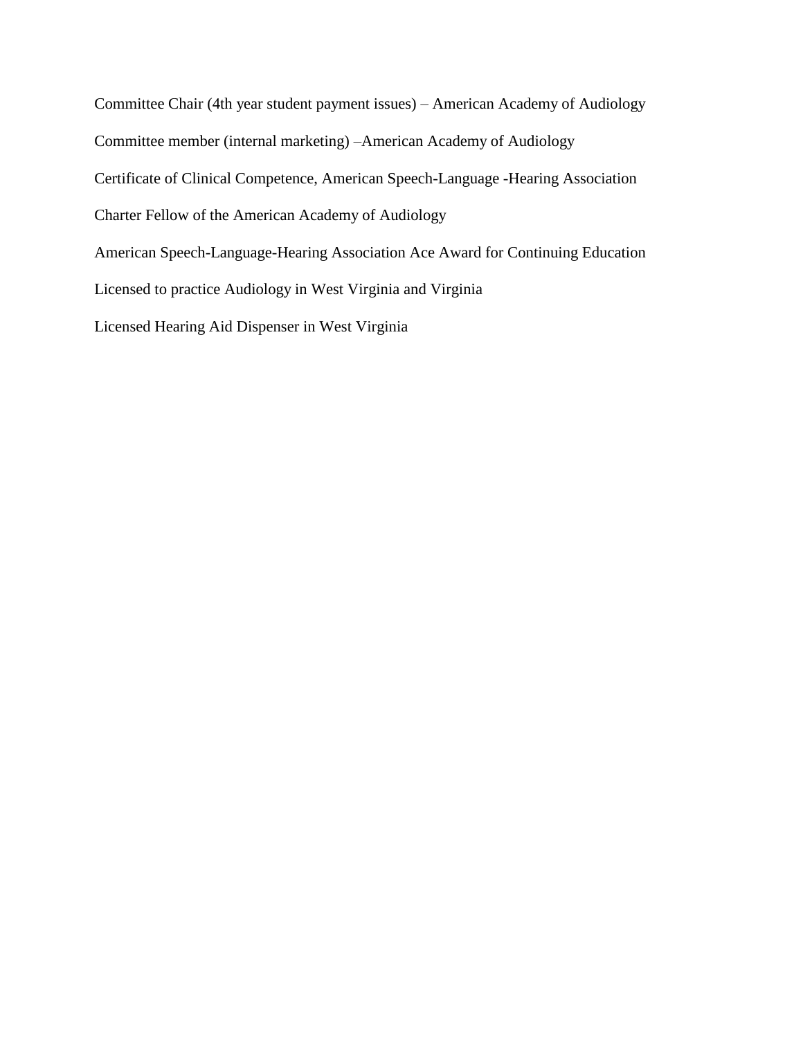Committee Chair (4th year student payment issues) – American Academy of Audiology

Committee member (internal marketing) –American Academy of Audiology

Certificate of Clinical Competence, American Speech-Language -Hearing Association

Charter Fellow of the American Academy of Audiology

American Speech-Language-Hearing Association Ace Award for Continuing Education

Licensed to practice Audiology in West Virginia and Virginia

Licensed Hearing Aid Dispenser in West Virginia